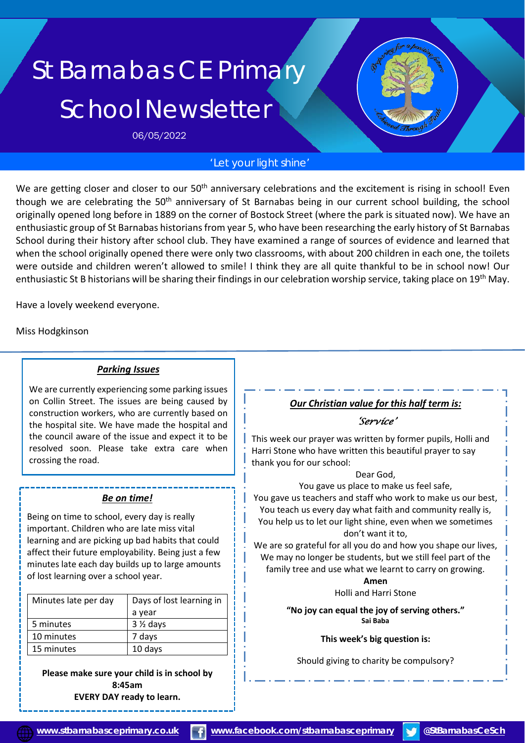# St Barnabas CE Primary School Newsletter

06/05/2022

'Let your light shine'

We are getting closer and closer to our 50th anniversary celebrations and the excitement is rising in school! Even though we are celebrating the 50th anniversary of St Barnabas being in our current school building, the school originally opened long before in 1889 on the corner of Bostock Street (where the park is situated now). We have an enthusiastic group of St Barnabas historians from year 5, who have been researching the early history of St Barnabas School during their history after school club. They have examined a range of sources of evidence and learned that when the school originally opened there were only two classrooms, with about 200 children in each one, the toilets were outside and children weren't allowed to smile! I think they are all quite thankful to be in school now! Our enthusiastic St B historians will be sharing their findings in our celebration worship service, taking place on 19th May.

Have a lovely weekend everyone.

Miss Hodgkinson

### ***Parking Issues***

We are currently experiencing some parking issues on Collin Street. The issues are being caused by construction workers, who are currently based on the hospital site. We have made the hospital and the council aware of the issue and expect it to be resolved soon. Please take extra care when crossing the road.

### ***Be on time!***

Being on time to school, every day is really important. Children who are late miss vital learning and are picking up bad habits that could affect their future employability. Being just a few minutes late each day builds up to large amounts of lost learning over a school year.

| Minutes late per day | Days of lost learning in a year |
|---|---|
| 5 minutes | 3 ½ days |
| 10 minutes | 7 days |
| 15 minutes | 10 days |

**Please make sure your child is in school by 8:45am EVERY DAY ready to learn.**

### ***Our Christian value for this half term is:***

*'Service'*

This week our prayer was written by former pupils, Holli and Harri Stone who have written this beautiful prayer to say thank you for our school:

Dear God,  
You gave us place to make us feel safe,  
You gave us teachers and staff who work to make us our best,  
You teach us every day what faith and community really is,  
You help us to let our light shine, even when we sometimes don't want it to,  
We are so grateful for all you do and how you shape our lives,  
We may no longer be students, but we still feel part of the family tree and use what we learnt to carry on growing.  
**Amen**  
Holli and Harri Stone

**"No joy can equal the joy of serving others."**  
**Sai Baba**

**This week's big question is:**

Should giving to charity be compulsory?

www.stbarnabasceprimary.co.uk | www.facebook.com/stbarnabasceprimary | @StBarnabasCeSch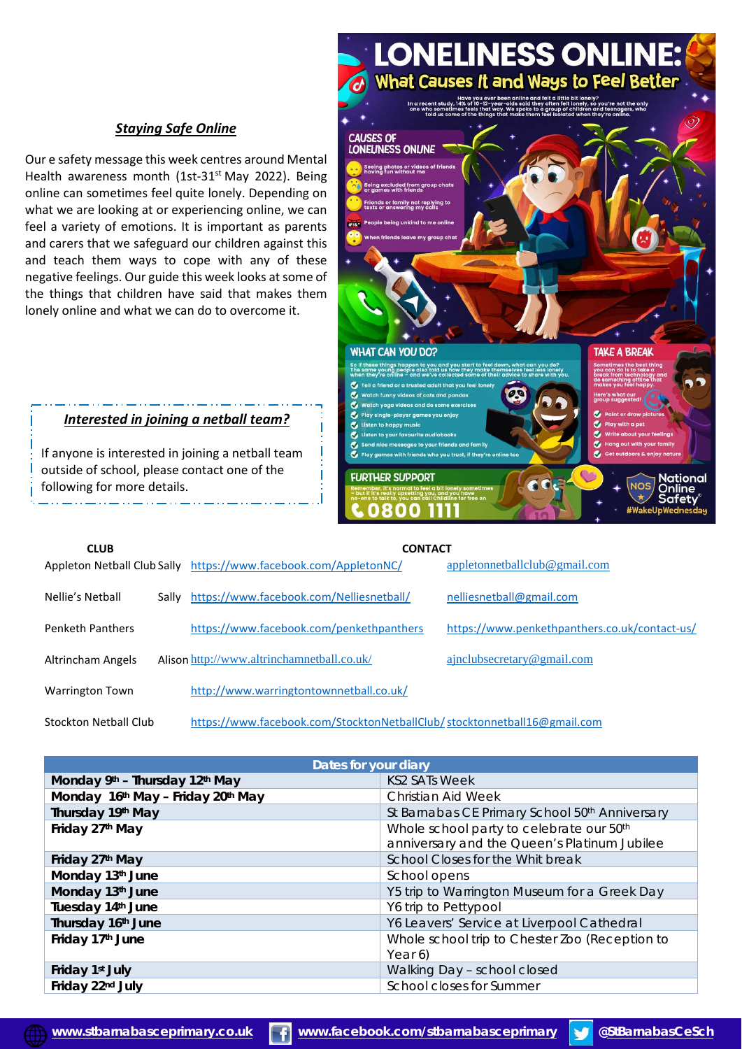## *Staying Safe Online*

Our e safety message this week centres around Mental Health awareness month (1st-31st May 2022). Being online can sometimes feel quite lonely. Depending on what we are looking at or experiencing online, we can feel a variety of emotions. It is important as parents and carers that we safeguard our children against this and teach them ways to cope with any of these negative feelings. Our guide this week looks at some of the things that children have said that makes them lonely online and what we can do to overcome it.

# LONELINESS ONLINE: What Causes It and Ways to Feel Better

Have you ever been online and felt a little bit lonely? In a recent study, 14% of 10–12-year-olds said they often felt lonely, so you're not the only one who sometimes feels that way. We spoke to a group of children and teenagers, who told us some of the things that make them feel isolated when they're online.

### CAUSES OF LONELINESS ONLINE

- Seeing photos or videos of friends having fun without me
- Being excluded from group chats or games with friends
- Friends or family not replying to texts or answering my calls
- People being unkind to me online
- When friends leave my group chat

### WHAT CAN YOU DO?

So if these things happen to you and you start to feel down, what can you do? The same young people also told us how they make themselves feel less lonely when they're online – and we've collected some of their advice to share with you.

- Tell a friend or a trusted adult that you feel lonely
- Watch funny videos of cats and pandas
- Watch yoga videos and do some exercises
- Play single-player games you enjoy
- Listen to happy music
- Listen to your favourite audiobooks
- Send nice messages to your friends and family
- Play games with friends who you trust, if they're online too

### TAKE A BREAK

Sometimes the best thing you can do is to take a break from technology and do something offline that makes you feel happy. Here's what our group suggested!

- Paint or draw pictures
- Play with a pet
- Write about your feelings
- Hang out with your family
- Get outdoors & enjoy nature

### FURTHER SUPPORT

Remember, it's normal to feel a bit lonely sometimes – but if it's really upsetting you, and you have no-one to talk to, you can call Childline for free on

**0800 1111**

National Online Safety #WakeUpWednesday

## *Interested in joining a netball team?*

If anyone is interested in joining a netball team outside of school, please contact one of the following for more details.

| CLUB | | | CONTACT |
|---|---|---|---|
| Appleton Netball Club | Sally | https://www.facebook.com/AppletonNC/ | appletonnetballclub@gmail.com |
| Nellie's Netball | Sally | https://www.facebook.com/Nelliesnetball/ | nelliesnetball@gmail.com |
| Penketh Panthers | | https://www.facebook.com/penkethpanthers | https://www.penkethpanthers.co.uk/contact-us/ |
| Altrincham Angels | Alison | http://www.altrinchamnetball.co.uk/ | ajnclubsecretary@gmail.com |
| Warrington Town | | http://www.warringtontownnetball.co.uk/ | |
| Stockton Netball Club | | https://www.facebook.com/StocktonNetballClub/ | stocktonnetball16@gmail.com |

| Dates for your diary | |
|---|---|
| **Monday 9th – Thursday 12th May** | KS2 SATs Week |
| **Monday 16th May – Friday 20th May** | Christian Aid Week |
| **Thursday 19th May** | St Barnabas CE Primary School 50th Anniversary |
| **Friday 27th May** | Whole school party to celebrate our 50th anniversary and the Queen's Platinum Jubilee |
| **Friday 27th May** | School Closes for the Whit break |
| **Monday 13th June** | School opens |
| **Monday 13th June** | Y5 trip to Warrington Museum for a Greek Day |
| **Tuesday 14th June** | Y6 trip to Pettypool |
| **Thursday 16th June** | Y6 Leavers' Service at Liverpool Cathedral |
| **Friday 17th June** | Whole school trip to Chester Zoo (Reception to Year 6) |
| **Friday 1st July** | Walking Day – school closed |
| **Friday 22nd July** | School closes for Summer |